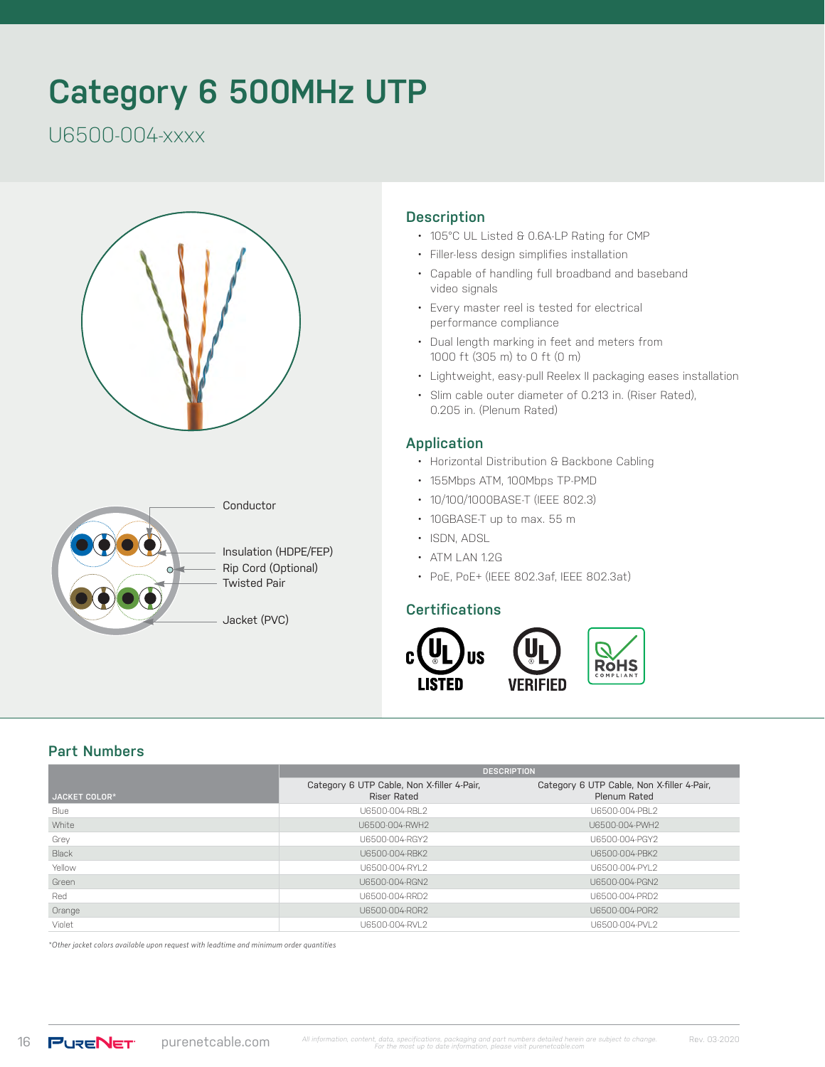# Category 6 500MHz UTP

U6500-004-xxxx

Conductor

Insulation (HDPE/FEP)

Rip Cord (Optional)

Twisted Pair

Jacket (PVC)

## Description

- 105°C UL Listed & 0.6A-LP Rating for CMP
- Filler-less design simplifies installation
- Capable of handling full broadband and baseband video signals
- Every master reel is tested for electrical performance compliance
- Dual length marking in feet and meters from 1000 ft (305 m) to 0 ft (0 m)
- Lightweight, easy-pull Reelex II packaging eases installation
- Slim cable outer diameter of 0.213 in. (Riser Rated), 0.205 in. (Plenum Rated)

## Application

- Horizontal Distribution & Backbone Cabling
- 155Mbps ATM, 100Mbps TP-PMD
- 10/100/1000BASE-T (IEEE 802.3)
- 10GBASE-T up to max. 55 m
- ISDN, ADSL
- ATM LAN 1.2G
- PoE, PoE+ (IEEE 802.3af, IEEE 802.3at)

## Certifications

c UL us LISTED

UL VERIFIED

RoHS COMPLIANT

## Part Numbers

| JACKET COLOR* | DESCRIPTION | |
|---|---|---|
| | Category 6 UTP Cable, Non X-filler 4-Pair, Riser Rated | Category 6 UTP Cable, Non X-filler 4-Pair, Plenum Rated |
| Blue | U6500-004-RBL2 | U6500-004-PBL2 |
| White | U6500-004-RWH2 | U6500-004-PWH2 |
| Grey | U6500-004-RGY2 | U6500-004-PGY2 |
| Black | U6500-004-RBK2 | U6500-004-PBK2 |
| Yellow | U6500-004-RYL2 | U6500-004-PYL2 |
| Green | U6500-004-RGN2 | U6500-004-PGN2 |
| Red | U6500-004-RRD2 | U6500-004-PRD2 |
| Orange | U6500-004-ROR2 | U6500-004-POR2 |
| Violet | U6500-004-RVL2 | U6500-004-PVL2 |

*Other jacket colors available upon request with leadtime and minimum order quantities*

PureNet purenetcable.com

*All information, content, data, specifications, packaging and part numbers detailed herein are subject to change. For the most up to date information, please visit purenetcable.com*

Rev. 03-2020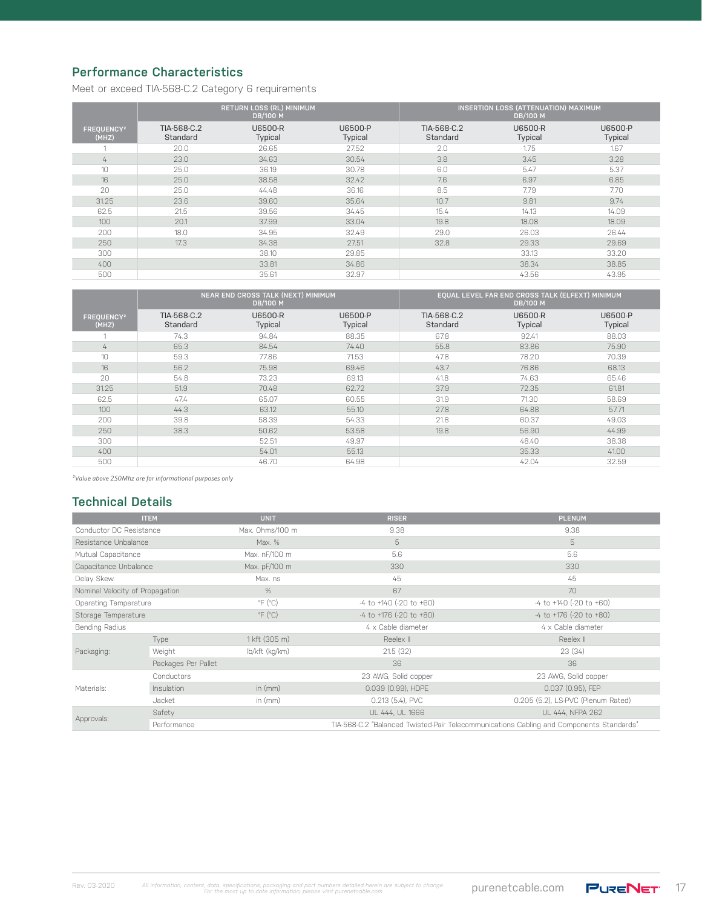## Performance Characteristics

Meet or exceed TIA-568-C.2 Category 6 requirements

| FREQUENCY[2] (MHZ) | RETURN LOSS (RL) MINIMUM DB/100 M | | | INSERTION LOSS (ATTENUATION) MAXIMUM DB/100 M | | |
|---|---|---|---|---|---|---|
| | TIA-568-C.2 Standard | U6500-R Typical | U6500-P Typical | TIA-568-C.2 Standard | U6500-R Typical | U6500-P Typical |
| 1 | 20.0 | 26.65 | 27.52 | 2.0 | 1.75 | 1.67 |
| 4 | 23.0 | 34.63 | 30.54 | 3.8 | 3.45 | 3.28 |
| 10 | 25.0 | 36.19 | 30.78 | 6.0 | 5.47 | 5.37 |
| 16 | 25.0 | 38.58 | 32.42 | 7.6 | 6.97 | 6.85 |
| 20 | 25.0 | 44.48 | 36.16 | 8.5 | 7.79 | 7.70 |
| 31.25 | 23.6 | 39.60 | 35.64 | 10.7 | 9.81 | 9.74 |
| 62.5 | 21.5 | 39.56 | 34.45 | 15.4 | 14.13 | 14.09 |
| 100 | 20.1 | 37.99 | 33.04 | 19.8 | 18.08 | 18.09 |
| 200 | 18.0 | 34.95 | 32.49 | 29.0 | 26.03 | 26.44 |
| 250 | 17.3 | 34.38 | 27.51 | 32.8 | 29.33 | 29.69 |
| 300 | | 38.10 | 29.85 | | 33.13 | 33.20 |
| 400 | | 33.81 | 34.86 | | 38.34 | 38.85 |
| 500 | | 35.61 | 32.97 | | 43.56 | 43.95 |

| FREQUENCY[2] (MHZ) | NEAR END CROSS TALK (NEXT) MINIMUM DB/100 M | | | EQUAL LEVEL FAR END CROSS TALK (ELFEXT) MINIMUM DB/100 M | | |
|---|---|---|---|---|---|---|
| | TIA-568-C.2 Standard | U6500-R Typical | U6500-P Typical | TIA-568-C.2 Standard | U6500-R Typical | U6500-P Typical |
| 1 | 74.3 | 94.84 | 88.35 | 67.8 | 92.41 | 88.03 |
| 4 | 65.3 | 84.54 | 74.40 | 55.8 | 83.86 | 75.90 |
| 10 | 59.3 | 77.86 | 71.53 | 47.8 | 78.20 | 70.39 |
| 16 | 56.2 | 75.98 | 69.46 | 43.7 | 76.86 | 68.13 |
| 20 | 54.8 | 73.23 | 69.13 | 41.8 | 74.63 | 65.46 |
| 31.25 | 51.9 | 70.48 | 62.72 | 37.9 | 72.35 | 61.81 |
| 62.5 | 47.4 | 65.07 | 60.55 | 31.9 | 71.30 | 58.69 |
| 100 | 44.3 | 63.12 | 55.10 | 27.8 | 64.88 | 57.71 |
| 200 | 39.8 | 58.39 | 54.33 | 21.8 | 60.37 | 49.03 |
| 250 | 38.3 | 50.62 | 53.58 | 19.8 | 56.90 | 44.99 |
| 300 | | 52.51 | 49.97 | | 48.40 | 38.38 |
| 400 | | 54.01 | 55.13 | | 35.33 | 41.00 |
| 500 | | 46.70 | 64.98 | | 42.04 | 32.59 |

*[2]Value above 250Mhz are for informational purposes only*

## Technical Details

| ITEM | | UNIT | RISER | PLENUM |
|---|---|---|---|---|
| Conductor DC Resistance | | Max. Ohms/100 m | 9.38 | 9.38 |
| Resistance Unbalance | | Max. % | 5 | 5 |
| Mutual Capacitance | | Max. nF/100 m | 5.6 | 5.6 |
| Capacitance Unbalance | | Max. pF/100 m | 330 | 330 |
| Delay Skew | | Max. ns | 45 | 45 |
| Nominal Velocity of Propagation | | % | 67 | 70 |
| Operating Temperature | | °F (°C) | -4 to +140 (-20 to +60) | -4 to +140 (-20 to +60) |
| Storage Temperature | | °F (°C) | -4 to +176 (-20 to +80) | -4 to +176 (-20 to +80) |
| Bending Radius | | | 4 x Cable diameter | 4 x Cable diameter |
| Packaging: | Type | 1 kft (305 m) | Reelex II | Reelex II |
| | Weight | lb/kft (kg/km) | 21.5 (32) | 23 (34) |
| | Packages Per Pallet | | 36 | 36 |
| Materials: | Conductors | | 23 AWG, Solid copper | 23 AWG, Solid copper |
| | Insulation | in (mm) | 0.039 (0.99), HDPE | 0.037 (0.95), FEP |
| | Jacket | in (mm) | 0.213 (5.4), PVC | 0.205 (5.2), LS-PVC (Plenum Rated) |
| Approvals: | Safety | | UL 444, UL 1666 | UL 444, NFPA 262 |
| | Performance | | TIA-568-C.2 "Balanced Twisted-Pair Telecommunications Cabling and Components Standards" | |

Rev. 03-2020

*All information, content, data, specifications, packaging and part numbers detailed herein are subject to change. For the most up to date information, please visit purenetcable.com*

purenetcable.com